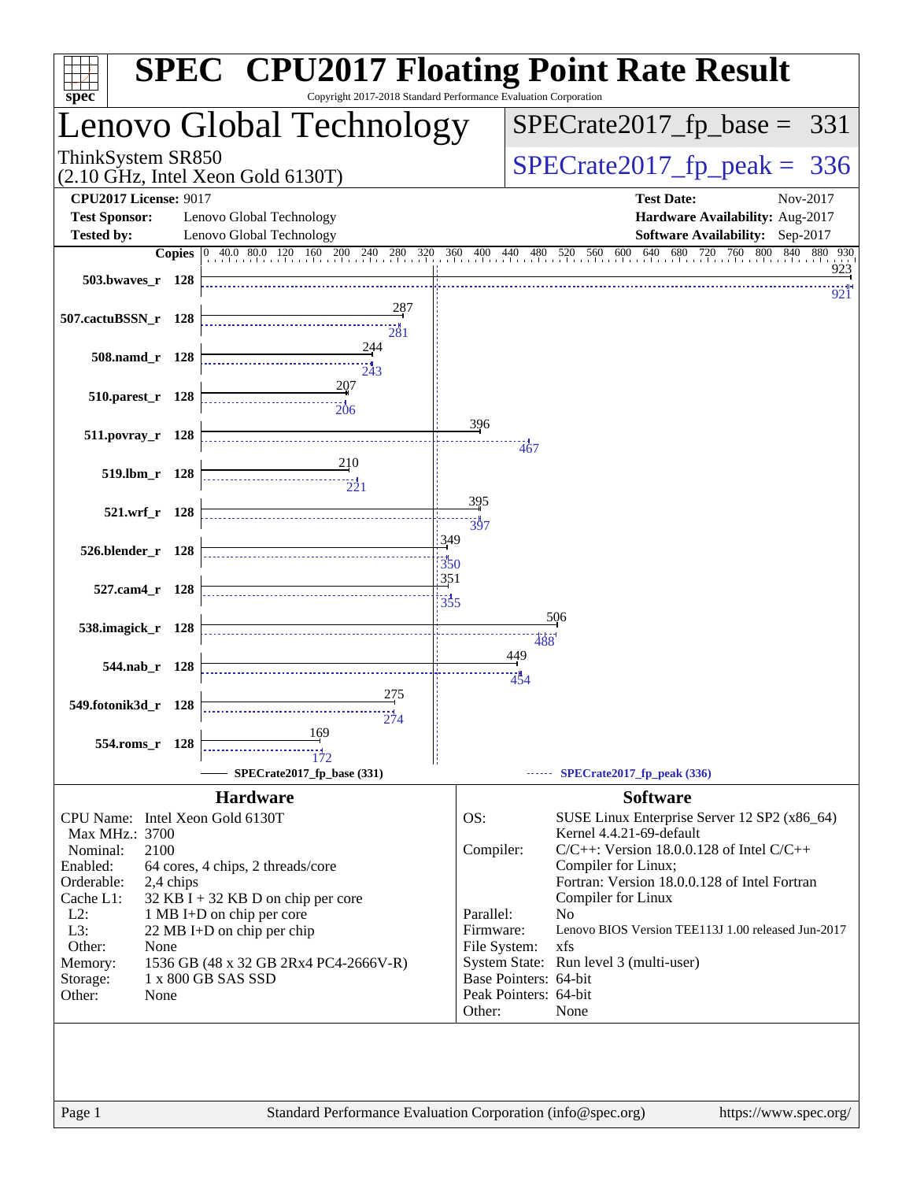# SPEC CPU2017 Floating Point Rate Result

Copyright 2017-2018 Standard Performance Evaluation Corporation

## Lenovo Global Technology

ThinkSystem SR850
(2.10 GHz, Intel Xeon Gold 6130T)

SPECrate2017_fp_base = 331

SPECrate2017_fp_peak = 336

**CPU2017 License:** 9017
**Test Sponsor:** Lenovo Global Technology
**Tested by:** Lenovo Global Technology

**Test Date:** Nov-2017
**Hardware Availability:** Aug-2017
**Software Availability:** Sep-2017

| Benchmark | Copies | Base | Peak |
|---|---|---|---|
| 503.bwaves_r | 128 | 923 | 921 |
| 507.cactuBSSN_r | 128 | 287 | 281 |
| 508.namd_r | 128 | 244 | 243 |
| 510.parest_r | 128 | 207 | 206 |
| 511.povray_r | 128 | 396 | 467 |
| 519.lbm_r | 128 | 210 | 221 |
| 521.wrf_r | 128 | 395 | 397 |
| 526.blender_r | 128 | 349 | 350 |
| 527.cam4_r | 128 | 351 | 355 |
| 538.imagick_r | 128 | 506 | 488 |
| 544.nab_r | 128 | 449 | 454 |
| 549.fotonik3d_r | 128 | 275 | 274 |
| 554.roms_r | 128 | 169 | 172 |

SPECrate2017_fp_base (331) — SPECrate2017_fp_peak (336)

### Hardware

- CPU Name: Intel Xeon Gold 6130T
- Max MHz.: 3700
- Nominal: 2100
- Enabled: 64 cores, 4 chips, 2 threads/core
- Orderable: 2,4 chips
- Cache L1: 32 KB I + 32 KB D on chip per core
- L2: 1 MB I+D on chip per core
- L3: 22 MB I+D on chip per chip
- Other: None
- Memory: 1536 GB (48 x 32 GB 2Rx4 PC4-2666V-R)
- Storage: 1 x 800 GB SAS SSD
- Other: None

### Software

- OS: SUSE Linux Enterprise Server 12 SP2 (x86_64) Kernel 4.4.21-69-default
- Compiler: C/C++: Version 18.0.0.128 of Intel C/C++ Compiler for Linux; Fortran: Version 18.0.0.128 of Intel Fortran Compiler for Linux
- Parallel: No
- Firmware: Lenovo BIOS Version TEE113J 1.00 released Jun-2017
- File System: xfs
- System State: Run level 3 (multi-user)
- Base Pointers: 64-bit
- Peak Pointers: 64-bit
- Other: None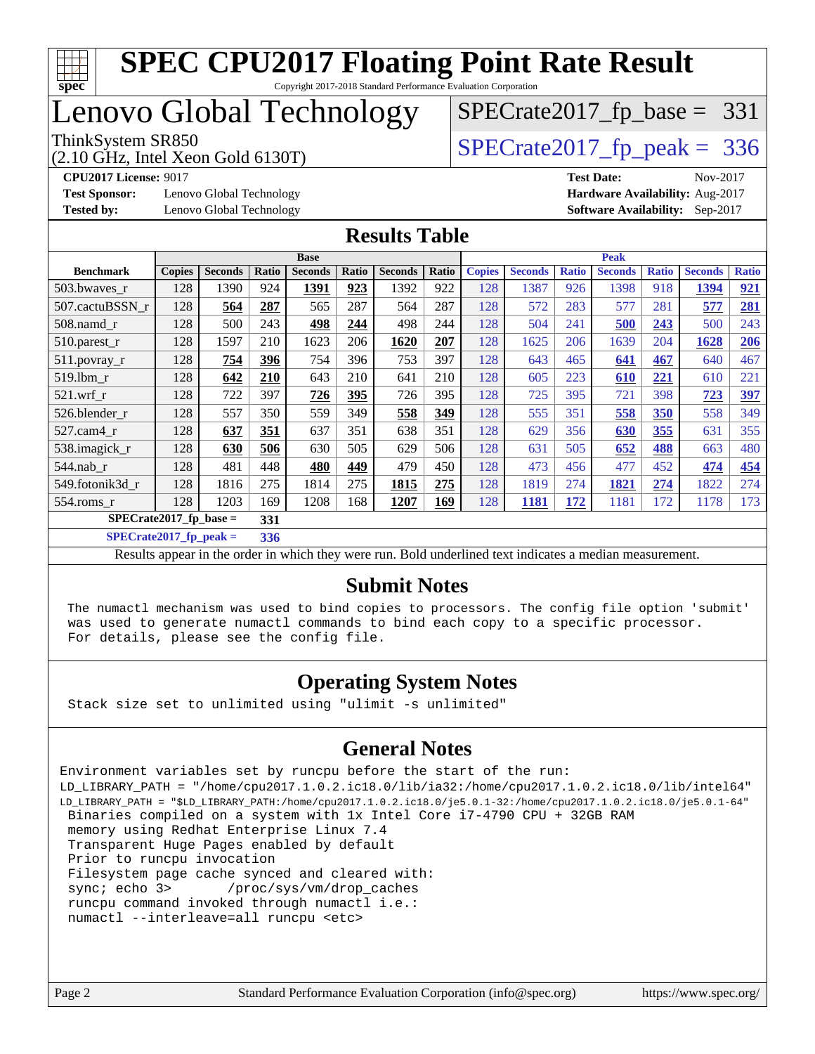# SPEC CPU2017 Floating Point Rate Result

Copyright 2017-2018 Standard Performance Evaluation Corporation

# Lenovo Global Technology

ThinkSystem SR850
(2.10 GHz, Intel Xeon Gold 6130T)

SPECrate2017_fp_base = 331

SPECrate2017_fp_peak = 336

**CPU2017 License:** 9017
**Test Sponsor:** Lenovo Global Technology
**Tested by:** Lenovo Global Technology
**Test Date:** Nov-2017
**Hardware Availability:** Aug-2017
**Software Availability:** Sep-2017

## Results Table

| | Base | | | | | | | Peak | | | | | | |
|---|---|---|---|---|---|---|---|---|---|---|---|---|---|---|
| **Benchmark** | **Copies** | **Seconds** | **Ratio** | **Seconds** | **Ratio** | **Seconds** | **Ratio** | **Copies** | **Seconds** | **Ratio** | **Seconds** | **Ratio** | **Seconds** | **Ratio** |
| 503.bwaves_r | 128 | 1390 | 924 | **1391** | **923** | 1392 | 922 | 128 | 1387 | 926 | 1398 | 918 | **1394** | **921** |
| 507.cactuBSSN_r | 128 | **564** | **287** | 565 | 287 | 564 | 287 | 128 | 572 | 283 | 577 | 281 | **577** | **281** |
| 508.namd_r | 128 | 500 | 243 | **498** | **244** | 498 | 244 | 128 | 504 | 241 | **500** | **243** | 500 | 243 |
| 510.parest_r | 128 | 1597 | 210 | 1623 | 206 | **1620** | **207** | 128 | 1625 | 206 | 1639 | 204 | **1628** | **206** |
| 511.povray_r | 128 | **754** | **396** | 754 | 396 | 753 | 397 | 128 | 643 | 465 | **641** | **467** | 640 | 467 |
| 519.lbm_r | 128 | **642** | **210** | 643 | 210 | 641 | 210 | 128 | 605 | 223 | **610** | **221** | 610 | 221 |
| 521.wrf_r | 128 | 722 | 397 | **726** | **395** | 726 | 395 | 128 | 725 | 395 | 721 | 398 | **723** | **397** |
| 526.blender_r | 128 | 557 | 350 | 559 | 349 | **558** | **349** | 128 | 555 | 351 | **558** | **350** | 558 | 349 |
| 527.cam4_r | 128 | **637** | **351** | 637 | 351 | 638 | 351 | 128 | 629 | 356 | **630** | **355** | 631 | 355 |
| 538.imagick_r | 128 | **630** | **506** | 630 | 505 | 629 | 506 | 128 | 631 | 505 | **652** | **488** | 663 | 480 |
| 544.nab_r | 128 | 481 | 448 | **480** | **449** | 479 | 450 | 128 | 473 | 456 | 477 | 452 | **474** | **454** |
| 549.fotonik3d_r | 128 | 1816 | 275 | 1814 | 275 | **1815** | **275** | 128 | 1819 | 274 | **1821** | **274** | 1822 | 274 |
| 554.roms_r | 128 | 1203 | 169 | 1208 | 168 | **1207** | **169** | 128 | **1181** | **172** | 1181 | 172 | 1178 | 173 |

**SPECrate2017_fp_base = 331**

**SPECrate2017_fp_peak = 336**

Results appear in the order in which they were run. Bold underlined text indicates a median measurement.

## Submit Notes

```
The numactl mechanism was used to bind copies to processors. The config file option 'submit'
was used to generate numactl commands to bind each copy to a specific processor.
For details, please see the config file.
```

## Operating System Notes

```
Stack size set to unlimited using "ulimit -s unlimited"
```

## General Notes

```
Environment variables set by runcpu before the start of the run:
LD_LIBRARY_PATH = "/home/cpu2017.1.0.2.ic18.0/lib/ia32:/home/cpu2017.1.0.2.ic18.0/lib/intel64"
LD_LIBRARY_PATH = "$LD_LIBRARY_PATH:/home/cpu2017.1.0.2.ic18.0/je5.0.1-32:/home/cpu2017.1.0.2.ic18.0/je5.0.1-64"
 Binaries compiled on a system with 1x Intel Core i7-4790 CPU + 32GB RAM
 memory using Redhat Enterprise Linux 7.4
 Transparent Huge Pages enabled by default
 Prior to runcpu invocation
 Filesystem page cache synced and cleared with:
 sync; echo 3>       /proc/sys/vm/drop_caches
 runcpu command invoked through numactl i.e.:
 numactl --interleave=all runcpu <etc>
```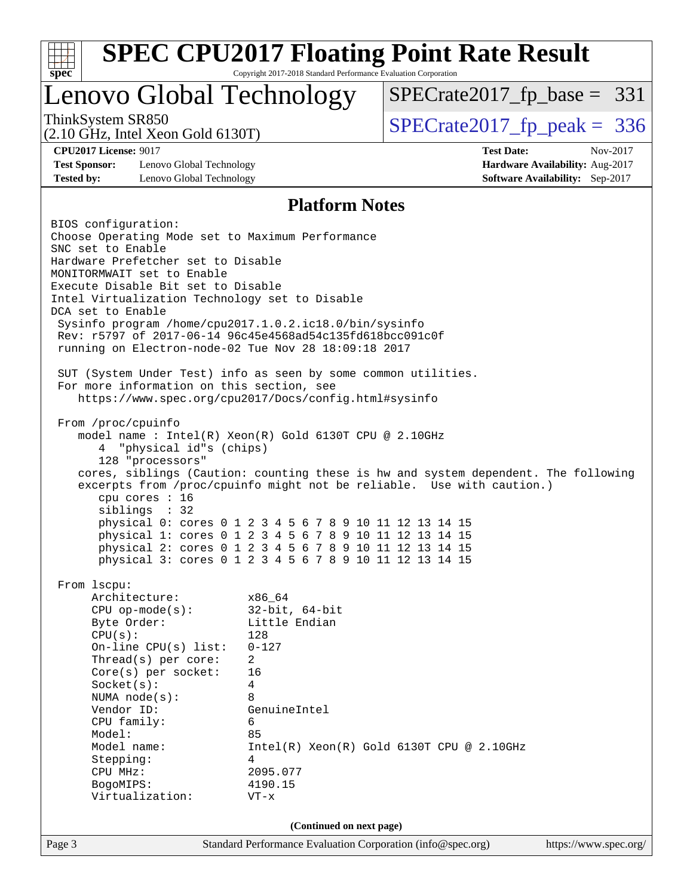## Platform Notes

```
BIOS configuration:
Choose Operating Mode set to Maximum Performance
SNC set to Enable
Hardware Prefetcher set to Disable
MONITORMWAIT set to Enable
Execute Disable Bit set to Disable
Intel Virtualization Technology set to Disable
DCA set to Enable
 Sysinfo program /home/cpu2017.1.0.2.ic18.0/bin/sysinfo
 Rev: r5797 of 2017-06-14 96c45e4568ad54c135fd618bcc091c0f
 running on Electron-node-02 Tue Nov 28 18:09:18 2017

 SUT (System Under Test) info as seen by some common utilities.
 For more information on this section, see
    https://www.spec.org/cpu2017/Docs/config.html#sysinfo

 From /proc/cpuinfo
    model name : Intel(R) Xeon(R) Gold 6130T CPU @ 2.10GHz
       4  "physical id"s (chips)
       128 "processors"
    cores, siblings (Caution: counting these is hw and system dependent. The following
    excerpts from /proc/cpuinfo might not be reliable.  Use with caution.)
       cpu cores : 16
       siblings  : 32
       physical 0: cores 0 1 2 3 4 5 6 7 8 9 10 11 12 13 14 15
       physical 1: cores 0 1 2 3 4 5 6 7 8 9 10 11 12 13 14 15
       physical 2: cores 0 1 2 3 4 5 6 7 8 9 10 11 12 13 14 15
       physical 3: cores 0 1 2 3 4 5 6 7 8 9 10 11 12 13 14 15

 From lscpu:
      Architecture:          x86_64
      CPU op-mode(s):        32-bit, 64-bit
      Byte Order:            Little Endian
      CPU(s):                128
      On-line CPU(s) list:   0-127
      Thread(s) per core:    2
      Core(s) per socket:    16
      Socket(s):             4
      NUMA node(s):          8
      Vendor ID:             GenuineIntel
      CPU family:            6
      Model:                 85
      Model name:            Intel(R) Xeon(R) Gold 6130T CPU @ 2.10GHz
      Stepping:              4
      CPU MHz:               2095.077
      BogoMIPS:              4190.15
      Virtualization:        VT-x
```

(Continued on next page)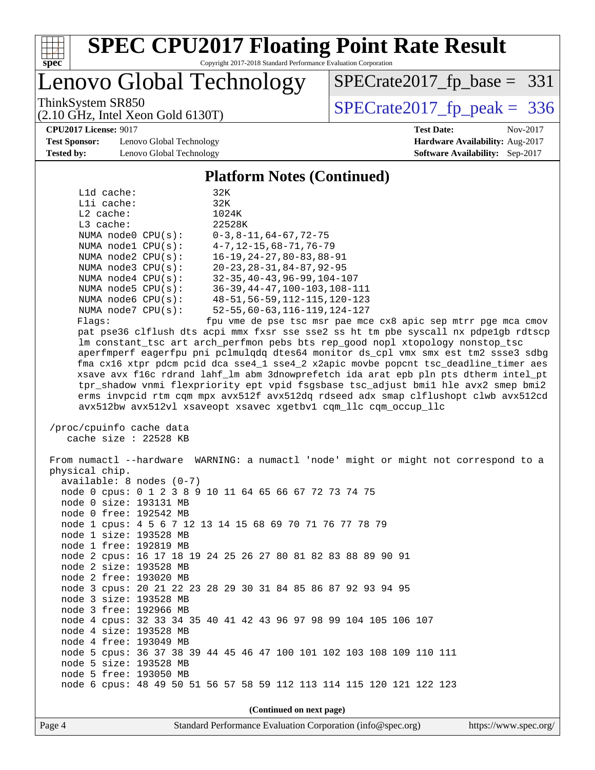## Platform Notes (Continued)

```
    L1d cache:              32K
    L1i cache:              32K
    L2 cache:               1024K
    L3 cache:               22528K
    NUMA node0 CPU(s):      0-3,8-11,64-67,72-75
    NUMA node1 CPU(s):      4-7,12-15,68-71,76-79
    NUMA node2 CPU(s):      16-19,24-27,80-83,88-91
    NUMA node3 CPU(s):      20-23,28-31,84-87,92-95
    NUMA node4 CPU(s):      32-35,40-43,96-99,104-107
    NUMA node5 CPU(s):      36-39,44-47,100-103,108-111
    NUMA node6 CPU(s):      48-51,56-59,112-115,120-123
    NUMA node7 CPU(s):      52-55,60-63,116-119,124-127
    Flags:                  fpu vme de pse tsc msr pae mce cx8 apic sep mtrr pge mca cmov
    pat pse36 clflush dts acpi mmx fxsr sse sse2 ss ht tm pbe syscall nx pdpe1gb rdtscp
    lm constant_tsc art arch_perfmon pebs bts rep_good nopl xtopology nonstop_tsc
    aperfmperf eagerfpu pni pclmulqdq dtes64 monitor ds_cpl vmx smx est tm2 ssse3 sdbg
    fma cx16 xtpr pdcm pcid dca sse4_1 sse4_2 x2apic movbe popcnt tsc_deadline_timer aes
    xsave avx f16c rdrand lahf_lm abm 3dnowprefetch ida arat epb pln pts dtherm intel_pt
    tpr_shadow vnmi flexpriority ept vpid fsgsbase tsc_adjust bmi1 hle avx2 smep bmi2
    erms invpcid rtm cqm mpx avx512f avx512dq rdseed adx smap clflushopt clwb avx512cd
    avx512bw avx512vl xsaveopt xsavec xgetbv1 cqm_llc cqm_occup_llc

 /proc/cpuinfo cache data
    cache size : 22528 KB

 From numactl --hardware  WARNING: a numactl 'node' might or might not correspond to a
 physical chip.
   available: 8 nodes (0-7)
   node 0 cpus: 0 1 2 3 8 9 10 11 64 65 66 67 72 73 74 75
   node 0 size: 193131 MB
   node 0 free: 192542 MB
   node 1 cpus: 4 5 6 7 12 13 14 15 68 69 70 71 76 77 78 79
   node 1 size: 193528 MB
   node 1 free: 192819 MB
   node 2 cpus: 16 17 18 19 24 25 26 27 80 81 82 83 88 89 90 91
   node 2 size: 193528 MB
   node 2 free: 193020 MB
   node 3 cpus: 20 21 22 23 28 29 30 31 84 85 86 87 92 93 94 95
   node 3 size: 193528 MB
   node 3 free: 192966 MB
   node 4 cpus: 32 33 34 35 40 41 42 43 96 97 98 99 104 105 106 107
   node 4 size: 193528 MB
   node 4 free: 193049 MB
   node 5 cpus: 36 37 38 39 44 45 46 47 100 101 102 103 108 109 110 111
   node 5 size: 193528 MB
   node 5 free: 193050 MB
   node 6 cpus: 48 49 50 51 56 57 58 59 112 113 114 115 120 121 122 123
```

(Continued on next page)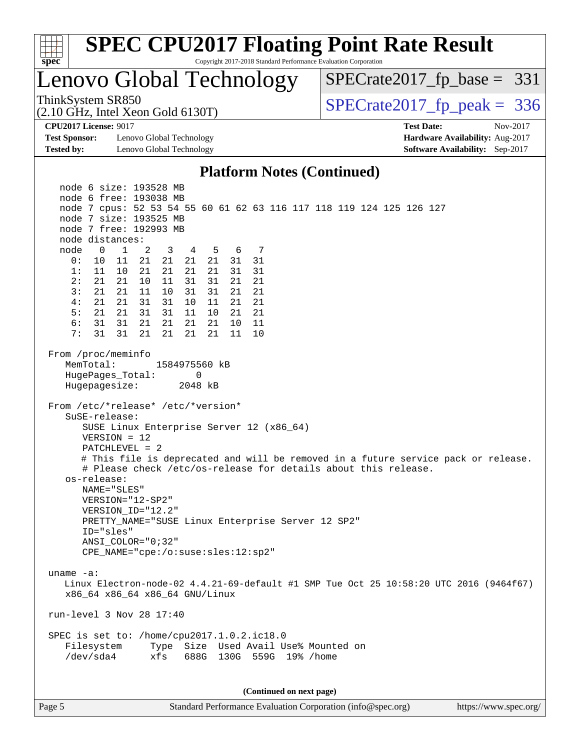# SPEC CPU2017 Floating Point Rate Result

Copyright 2017-2018 Standard Performance Evaluation Corporation

## Lenovo Global Technology

ThinkSystem SR850
(2.10 GHz, Intel Xeon Gold 6130T)

SPECrate2017_fp_base = 331

SPECrate2017_fp_peak = 336

**CPU2017 License:** 9017
**Test Sponsor:** Lenovo Global Technology
**Tested by:** Lenovo Global Technology

**Test Date:** Nov-2017
**Hardware Availability:** Aug-2017
**Software Availability:** Sep-2017

### Platform Notes (Continued)

```
   node 6 size: 193528 MB
   node 6 free: 193038 MB
   node 7 cpus: 52 53 54 55 60 61 62 63 116 117 118 119 124 125 126 127
   node 7 size: 193525 MB
   node 7 free: 192993 MB
   node distances:
   node   0   1   2   3   4   5   6   7
     0:  10  11  21  21  21  21  31  31
     1:  11  10  21  21  21  21  31  31
     2:  21  21  10  11  31  31  21  21
     3:  21  21  11  10  31  31  21  21
     4:  21  21  31  31  10  11  21  21
     5:  21  21  31  31  11  10  21  21
     6:  31  31  21  21  21  21  10  11
     7:  31  31  21  21  21  21  11  10

 From /proc/meminfo
    MemTotal:       1584975560 kB
    HugePages_Total:       0
    Hugepagesize:       2048 kB

 From /etc/*release* /etc/*version*
    SuSE-release:
       SUSE Linux Enterprise Server 12 (x86_64)
       VERSION = 12
       PATCHLEVEL = 2
       # This file is deprecated and will be removed in a future service pack or release.
       # Please check /etc/os-release for details about this release.
    os-release:
       NAME="SLES"
       VERSION="12-SP2"
       VERSION_ID="12.2"
       PRETTY_NAME="SUSE Linux Enterprise Server 12 SP2"
       ID="sles"
       ANSI_COLOR="0;32"
       CPE_NAME="cpe:/o:suse:sles:12:sp2"

 uname -a:
    Linux Electron-node-02 4.4.21-69-default #1 SMP Tue Oct 25 10:58:20 UTC 2016 (9464f67)
    x86_64 x86_64 x86_64 GNU/Linux

 run-level 3 Nov 28 17:40

 SPEC is set to: /home/cpu2017.1.0.2.ic18.0
    Filesystem     Type  Size  Used Avail Use% Mounted on
    /dev/sda4      xfs   688G  130G  559G  19% /home
```

(Continued on next page)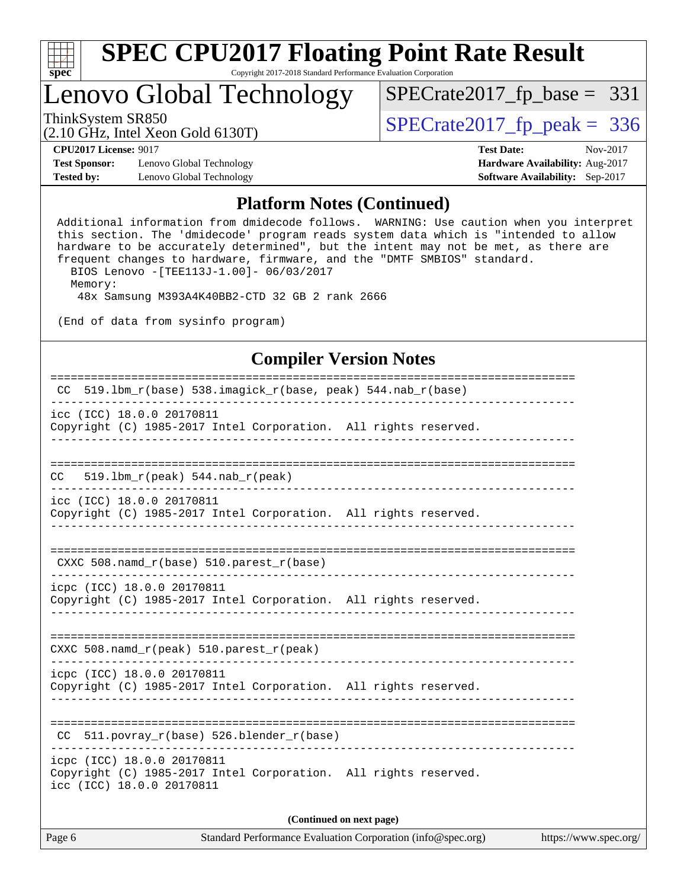## Platform Notes (Continued)

```
Additional information from dmidecode follows.  WARNING: Use caution when you interpret
this section. The 'dmidecode' program reads system data which is "intended to allow
hardware to be accurately determined", but the intent may not be met, as there are
frequent changes to hardware, firmware, and the "DMTF SMBIOS" standard.
  BIOS Lenovo -[TEE113J-1.00]- 06/03/2017
  Memory:
   48x Samsung M393A4K40BB2-CTD 32 GB 2 rank 2666

(End of data from sysinfo program)
```

## Compiler Version Notes

```
==============================================================================
 CC  519.lbm_r(base) 538.imagick_r(base, peak) 544.nab_r(base)
------------------------------------------------------------------------------
icc (ICC) 18.0.0 20170811
Copyright (C) 1985-2017 Intel Corporation.  All rights reserved.
------------------------------------------------------------------------------

==============================================================================
CC   519.lbm_r(peak) 544.nab_r(peak)
------------------------------------------------------------------------------
icc (ICC) 18.0.0 20170811
Copyright (C) 1985-2017 Intel Corporation.  All rights reserved.
------------------------------------------------------------------------------

==============================================================================
 CXXC 508.namd_r(base) 510.parest_r(base)
------------------------------------------------------------------------------
icpc (ICC) 18.0.0 20170811
Copyright (C) 1985-2017 Intel Corporation.  All rights reserved.
------------------------------------------------------------------------------

==============================================================================
CXXC 508.namd_r(peak) 510.parest_r(peak)
------------------------------------------------------------------------------
icpc (ICC) 18.0.0 20170811
Copyright (C) 1985-2017 Intel Corporation.  All rights reserved.
------------------------------------------------------------------------------

==============================================================================
 CC  511.povray_r(base) 526.blender_r(base)
------------------------------------------------------------------------------
icpc (ICC) 18.0.0 20170811
Copyright (C) 1985-2017 Intel Corporation.  All rights reserved.
icc (ICC) 18.0.0 20170811
```

(Continued on next page)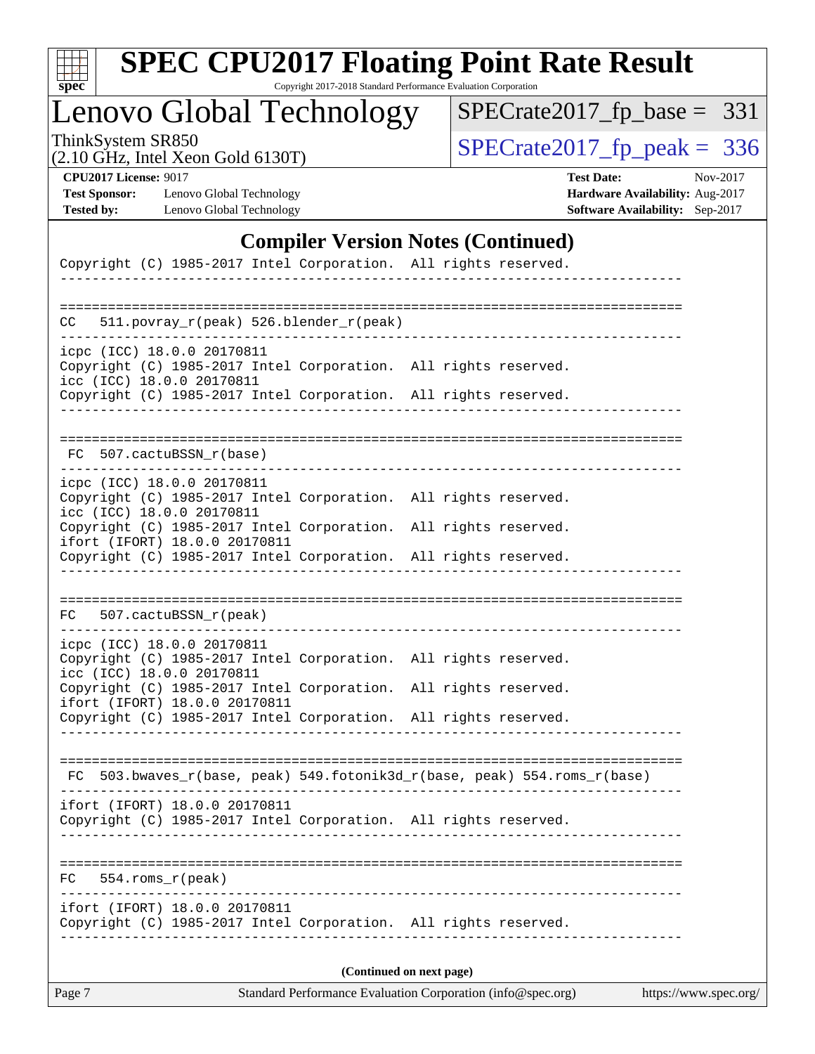## Compiler Version Notes (Continued)

```
Copyright (C) 1985-2017 Intel Corporation.  All rights reserved.
------------------------------------------------------------------------------

==============================================================================
CC   511.povray_r(peak) 526.blender_r(peak)
------------------------------------------------------------------------------
icpc (ICC) 18.0.0 20170811
Copyright (C) 1985-2017 Intel Corporation.  All rights reserved.
icc (ICC) 18.0.0 20170811
Copyright (C) 1985-2017 Intel Corporation.  All rights reserved.
------------------------------------------------------------------------------

==============================================================================
 FC  507.cactuBSSN_r(base)
------------------------------------------------------------------------------
icpc (ICC) 18.0.0 20170811
Copyright (C) 1985-2017 Intel Corporation.  All rights reserved.
icc (ICC) 18.0.0 20170811
Copyright (C) 1985-2017 Intel Corporation.  All rights reserved.
ifort (IFORT) 18.0.0 20170811
Copyright (C) 1985-2017 Intel Corporation.  All rights reserved.
------------------------------------------------------------------------------

==============================================================================
FC   507.cactuBSSN_r(peak)
------------------------------------------------------------------------------
icpc (ICC) 18.0.0 20170811
Copyright (C) 1985-2017 Intel Corporation.  All rights reserved.
icc (ICC) 18.0.0 20170811
Copyright (C) 1985-2017 Intel Corporation.  All rights reserved.
ifort (IFORT) 18.0.0 20170811
Copyright (C) 1985-2017 Intel Corporation.  All rights reserved.
------------------------------------------------------------------------------

==============================================================================
 FC  503.bwaves_r(base, peak) 549.fotonik3d_r(base, peak) 554.roms_r(base)
------------------------------------------------------------------------------
ifort (IFORT) 18.0.0 20170811
Copyright (C) 1985-2017 Intel Corporation.  All rights reserved.
------------------------------------------------------------------------------

==============================================================================
FC   554.roms_r(peak)
------------------------------------------------------------------------------
ifort (IFORT) 18.0.0 20170811
Copyright (C) 1985-2017 Intel Corporation.  All rights reserved.
------------------------------------------------------------------------------
```

(Continued on next page)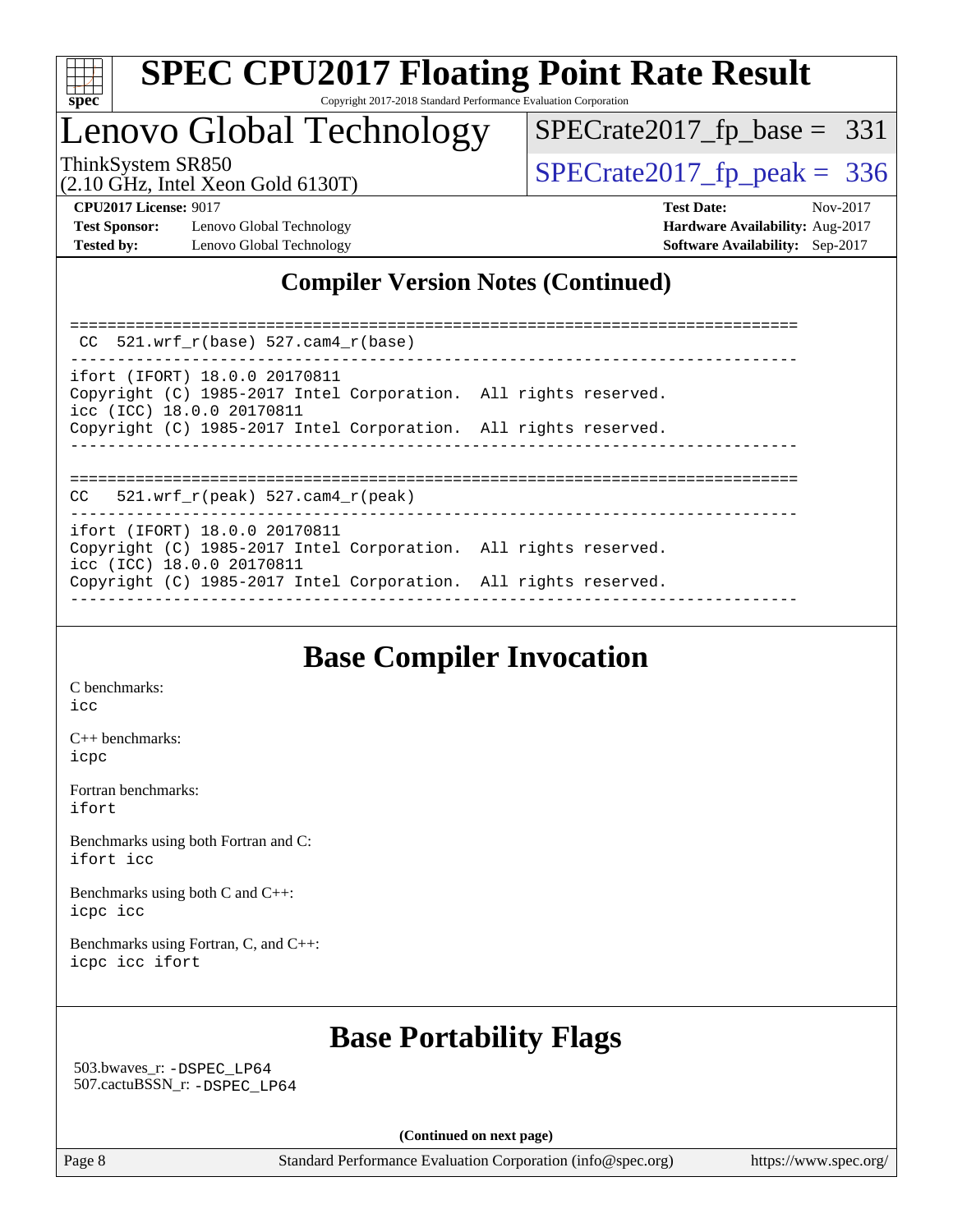## Compiler Version Notes (Continued)

```
==============================================================================
 CC  521.wrf_r(base) 527.cam4_r(base)
------------------------------------------------------------------------------
ifort (IFORT) 18.0.0 20170811
Copyright (C) 1985-2017 Intel Corporation.  All rights reserved.
icc (ICC) 18.0.0 20170811
Copyright (C) 1985-2017 Intel Corporation.  All rights reserved.
------------------------------------------------------------------------------

==============================================================================
CC   521.wrf_r(peak) 527.cam4_r(peak)
------------------------------------------------------------------------------
ifort (IFORT) 18.0.0 20170811
Copyright (C) 1985-2017 Intel Corporation.  All rights reserved.
icc (ICC) 18.0.0 20170811
Copyright (C) 1985-2017 Intel Corporation.  All rights reserved.
------------------------------------------------------------------------------
```

## Base Compiler Invocation

C benchmarks:
`icc`

C++ benchmarks:
`icpc`

Fortran benchmarks:
`ifort`

Benchmarks using both Fortran and C:
`ifort icc`

Benchmarks using both C and C++:
`icpc icc`

Benchmarks using Fortran, C, and C++:
`icpc icc ifort`

## Base Portability Flags

503.bwaves_r: `-DSPEC_LP64`
507.cactuBSSN_r: `-DSPEC_LP64`

**(Continued on next page)**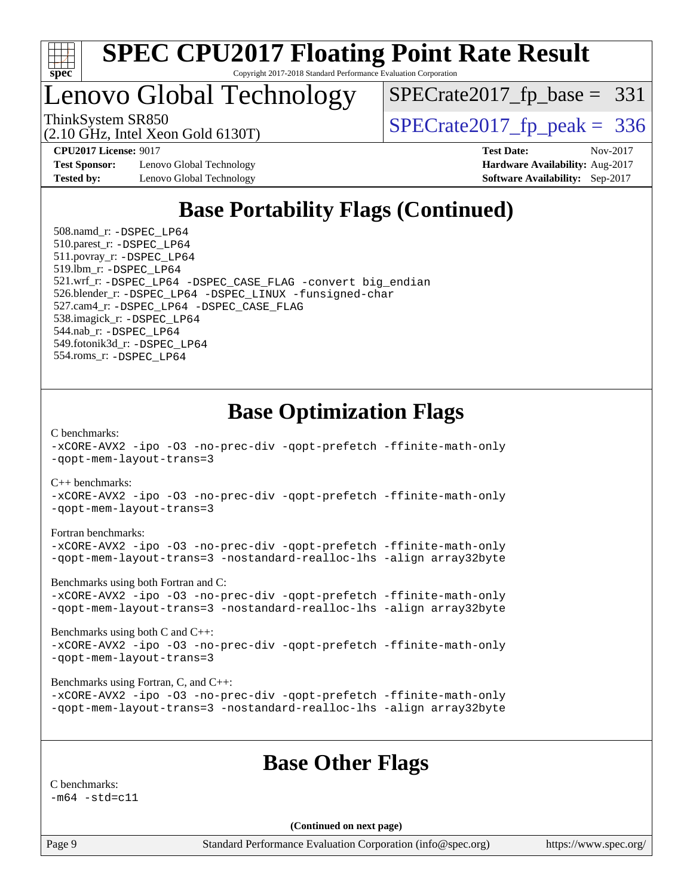# SPEC CPU2017 Floating Point Rate Result

Copyright 2017-2018 Standard Performance Evaluation Corporation

## Lenovo Global Technology

ThinkSystem SR850
(2.10 GHz, Intel Xeon Gold 6130T)

SPECrate2017_fp_base = 331

SPECrate2017_fp_peak = 336

**CPU2017 License:** 9017
**Test Sponsor:** Lenovo Global Technology
**Tested by:** Lenovo Global Technology

**Test Date:** Nov-2017
**Hardware Availability:** Aug-2017
**Software Availability:** Sep-2017

## Base Portability Flags (Continued)

508.namd_r: -DSPEC_LP64
510.parest_r: -DSPEC_LP64
511.povray_r: -DSPEC_LP64
519.lbm_r: -DSPEC_LP64
521.wrf_r: -DSPEC_LP64 -DSPEC_CASE_FLAG -convert big_endian
526.blender_r: -DSPEC_LP64 -DSPEC_LINUX -funsigned-char
527.cam4_r: -DSPEC_LP64 -DSPEC_CASE_FLAG
538.imagick_r: -DSPEC_LP64
544.nab_r: -DSPEC_LP64
549.fotonik3d_r: -DSPEC_LP64
554.roms_r: -DSPEC_LP64

## Base Optimization Flags

C benchmarks:
-xCORE-AVX2 -ipo -O3 -no-prec-div -qopt-prefetch -ffinite-math-only
-qopt-mem-layout-trans=3

C++ benchmarks:
-xCORE-AVX2 -ipo -O3 -no-prec-div -qopt-prefetch -ffinite-math-only
-qopt-mem-layout-trans=3

Fortran benchmarks:
-xCORE-AVX2 -ipo -O3 -no-prec-div -qopt-prefetch -ffinite-math-only
-qopt-mem-layout-trans=3 -nostandard-realloc-lhs -align array32byte

Benchmarks using both Fortran and C:
-xCORE-AVX2 -ipo -O3 -no-prec-div -qopt-prefetch -ffinite-math-only
-qopt-mem-layout-trans=3 -nostandard-realloc-lhs -align array32byte

Benchmarks using both C and C++:
-xCORE-AVX2 -ipo -O3 -no-prec-div -qopt-prefetch -ffinite-math-only
-qopt-mem-layout-trans=3

Benchmarks using Fortran, C, and C++:
-xCORE-AVX2 -ipo -O3 -no-prec-div -qopt-prefetch -ffinite-math-only
-qopt-mem-layout-trans=3 -nostandard-realloc-lhs -align array32byte

## Base Other Flags

C benchmarks:
-m64 -std=c11

(Continued on next page)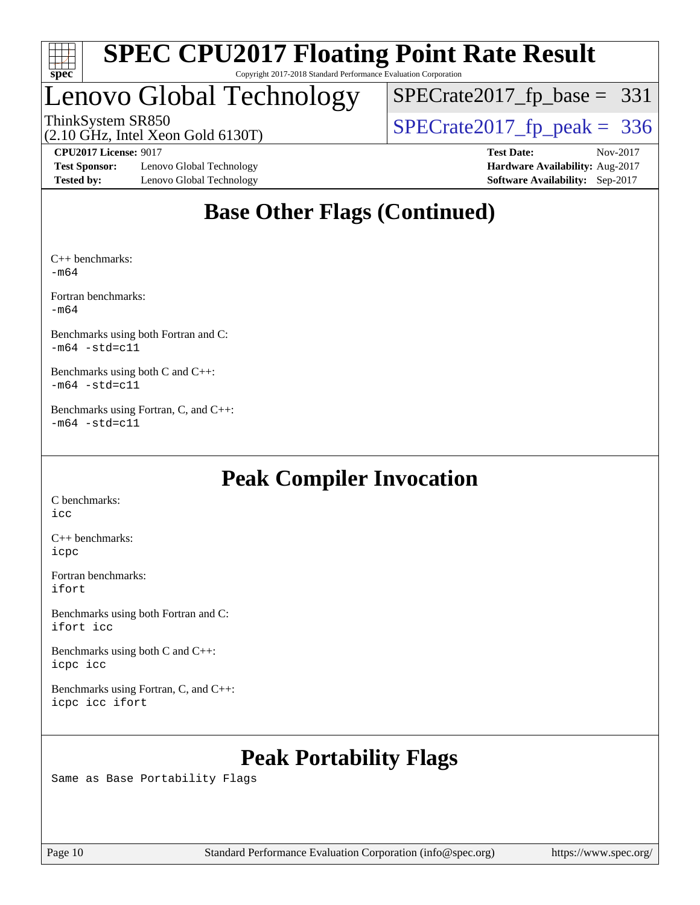# Lenovo Global Technology

ThinkSystem SR850
(2.10 GHz, Intel Xeon Gold 6130T)

SPECrate2017_fp_base = 331
SPECrate2017_fp_peak = 336

**CPU2017 License:** 9017
**Test Sponsor:** Lenovo Global Technology
**Tested by:** Lenovo Global Technology

**Test Date:** Nov-2017
**Hardware Availability:** Aug-2017
**Software Availability:** Sep-2017

## Base Other Flags (Continued)

C++ benchmarks:
`-m64`

Fortran benchmarks:
`-m64`

Benchmarks using both Fortran and C:
`-m64 -std=c11`

Benchmarks using both C and C++:
`-m64 -std=c11`

Benchmarks using Fortran, C, and C++:
`-m64 -std=c11`

## Peak Compiler Invocation

C benchmarks:
`icc`

C++ benchmarks:
`icpc`

Fortran benchmarks:
`ifort`

Benchmarks using both Fortran and C:
`ifort icc`

Benchmarks using both C and C++:
`icpc icc`

Benchmarks using Fortran, C, and C++:
`icpc icc ifort`

## Peak Portability Flags

Same as Base Portability Flags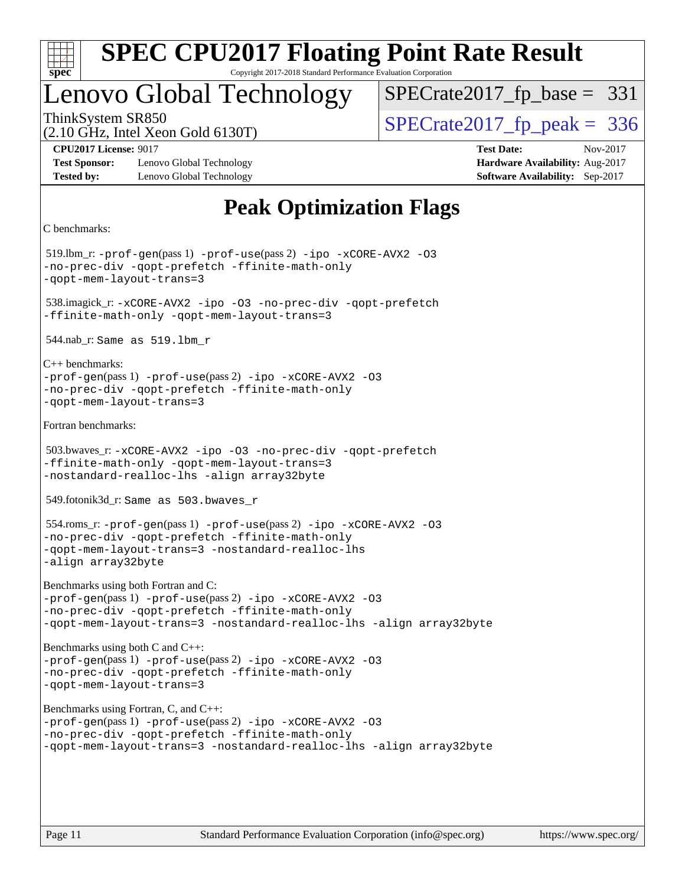# SPEC CPU2017 Floating Point Rate Result

Copyright 2017-2018 Standard Performance Evaluation Corporation

## Lenovo Global Technology

ThinkSystem SR850
(2.10 GHz, Intel Xeon Gold 6130T)

SPECrate2017_fp_base = 331

SPECrate2017_fp_peak = 336

**CPU2017 License:** 9017
**Test Sponsor:** Lenovo Global Technology
**Tested by:** Lenovo Global Technology
**Test Date:** Nov-2017
**Hardware Availability:** Aug-2017
**Software Availability:** Sep-2017

## Peak Optimization Flags

C benchmarks:

519.lbm_r: -prof-gen(pass 1) -prof-use(pass 2) -ipo -xCORE-AVX2 -O3 -no-prec-div -qopt-prefetch -ffinite-math-only -qopt-mem-layout-trans=3

538.imagick_r: -xCORE-AVX2 -ipo -O3 -no-prec-div -qopt-prefetch -ffinite-math-only -qopt-mem-layout-trans=3

544.nab_r: Same as 519.lbm_r

C++ benchmarks:
-prof-gen(pass 1) -prof-use(pass 2) -ipo -xCORE-AVX2 -O3 -no-prec-div -qopt-prefetch -ffinite-math-only -qopt-mem-layout-trans=3

Fortran benchmarks:

503.bwaves_r: -xCORE-AVX2 -ipo -O3 -no-prec-div -qopt-prefetch -ffinite-math-only -qopt-mem-layout-trans=3 -nostandard-realloc-lhs -align array32byte

549.fotonik3d_r: Same as 503.bwaves_r

554.roms_r: -prof-gen(pass 1) -prof-use(pass 2) -ipo -xCORE-AVX2 -O3 -no-prec-div -qopt-prefetch -ffinite-math-only -qopt-mem-layout-trans=3 -nostandard-realloc-lhs -align array32byte

Benchmarks using both Fortran and C:
-prof-gen(pass 1) -prof-use(pass 2) -ipo -xCORE-AVX2 -O3 -no-prec-div -qopt-prefetch -ffinite-math-only -qopt-mem-layout-trans=3 -nostandard-realloc-lhs -align array32byte

Benchmarks using both C and C++:
-prof-gen(pass 1) -prof-use(pass 2) -ipo -xCORE-AVX2 -O3 -no-prec-div -qopt-prefetch -ffinite-math-only -qopt-mem-layout-trans=3

Benchmarks using Fortran, C, and C++:
-prof-gen(pass 1) -prof-use(pass 2) -ipo -xCORE-AVX2 -O3 -no-prec-div -qopt-prefetch -ffinite-math-only -qopt-mem-layout-trans=3 -nostandard-realloc-lhs -align array32byte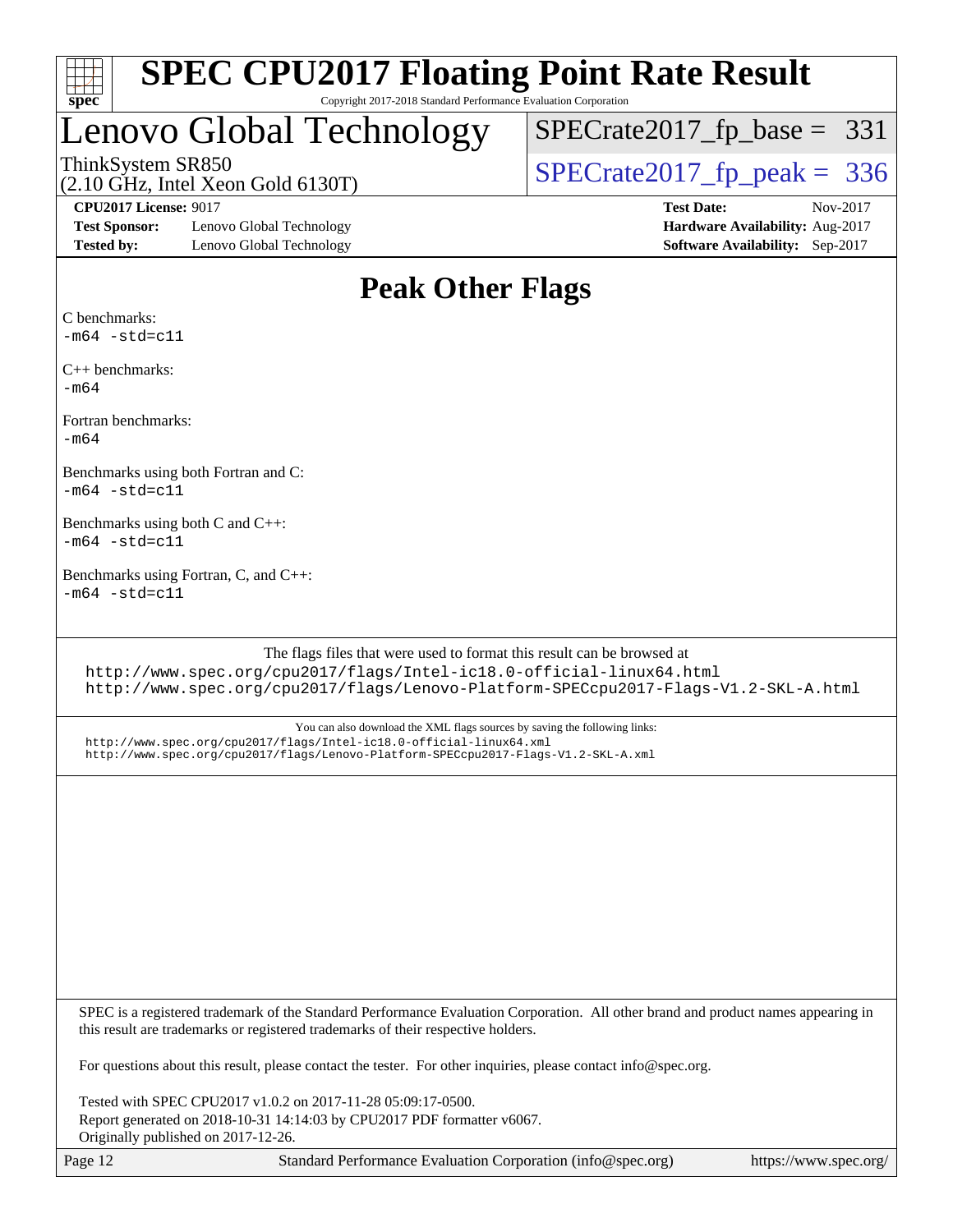# Peak Other Flags

C benchmarks:
`-m64 -std=c11`

C++ benchmarks:
`-m64`

Fortran benchmarks:
`-m64`

Benchmarks using both Fortran and C:
`-m64 -std=c11`

Benchmarks using both C and C++:
`-m64 -std=c11`

Benchmarks using Fortran, C, and C++:
`-m64 -std=c11`

The flags files that were used to format this result can be browsed at
http://www.spec.org/cpu2017/flags/Intel-ic18.0-official-linux64.html
http://www.spec.org/cpu2017/flags/Lenovo-Platform-SPECcpu2017-Flags-V1.2-SKL-A.html

You can also download the XML flags sources by saving the following links:
http://www.spec.org/cpu2017/flags/Intel-ic18.0-official-linux64.xml
http://www.spec.org/cpu2017/flags/Lenovo-Platform-SPECcpu2017-Flags-V1.2-SKL-A.xml

SPEC is a registered trademark of the Standard Performance Evaluation Corporation. All other brand and product names appearing in this result are trademarks or registered trademarks of their respective holders.

For questions about this result, please contact the tester. For other inquiries, please contact info@spec.org.

Tested with SPEC CPU2017 v1.0.2 on 2017-11-28 05:09:17-0500.
Report generated on 2018-10-31 14:14:03 by CPU2017 PDF formatter v6067.
Originally published on 2017-12-26.